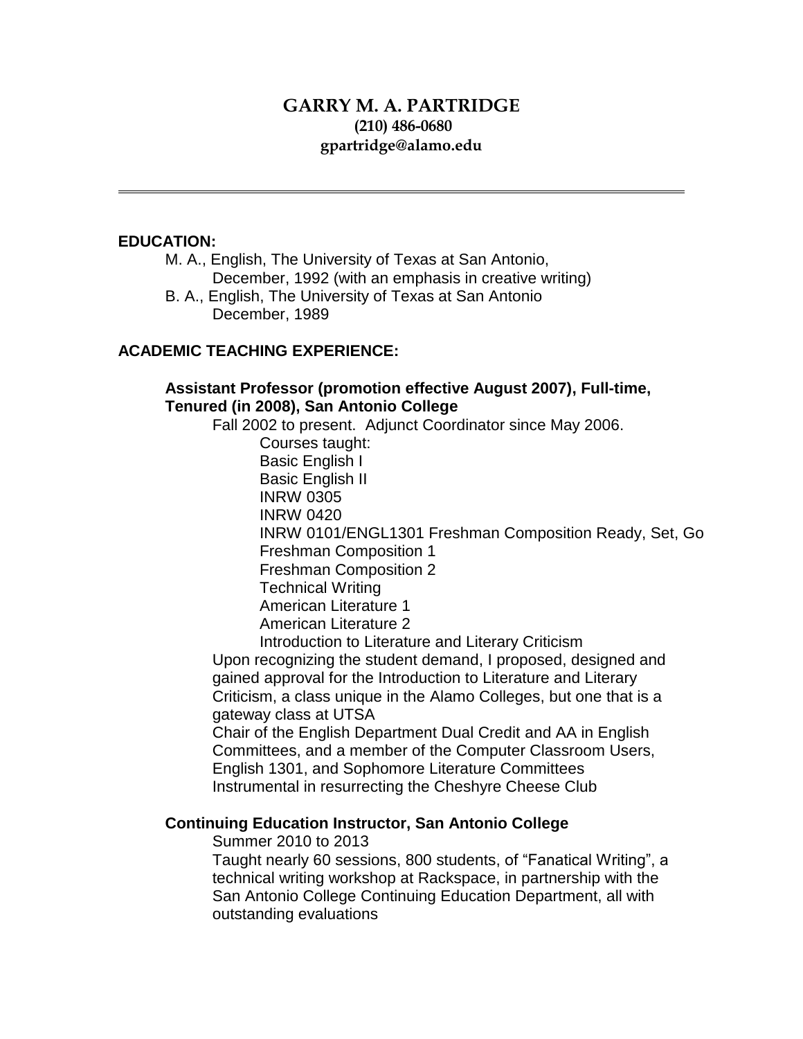# GARRY M. A. PARTRIDGE

**(210) 486-0680**
**gpartridge@alamo.edu**

---

## EDUCATION:

M. A., English, The University of Texas at San Antonio,
December, 1992 (with an emphasis in creative writing)

B. A., English, The University of Texas at San Antonio
December, 1989

## ACADEMIC TEACHING EXPERIENCE:

### Assistant Professor (promotion effective August 2007), Full-time, Tenured (in 2008), San Antonio College

Fall 2002 to present. Adjunct Coordinator since May 2006.

Courses taught:

- Basic English I
- Basic English II
- INRW 0305
- INRW 0420
- INRW 0101/ENGL1301 Freshman Composition Ready, Set, Go
- Freshman Composition 1
- Freshman Composition 2
- Technical Writing
- American Literature 1
- American Literature 2
- Introduction to Literature and Literary Criticism

Upon recognizing the student demand, I proposed, designed and gained approval for the Introduction to Literature and Literary Criticism, a class unique in the Alamo Colleges, but one that is a gateway class at UTSA

Chair of the English Department Dual Credit and AA in English Committees, and a member of the Computer Classroom Users, English 1301, and Sophomore Literature Committees

Instrumental in resurrecting the Cheshyre Cheese Club

### Continuing Education Instructor, San Antonio College

Summer 2010 to 2013

Taught nearly 60 sessions, 800 students, of "Fanatical Writing", a technical writing workshop at Rackspace, in partnership with the San Antonio College Continuing Education Department, all with outstanding evaluations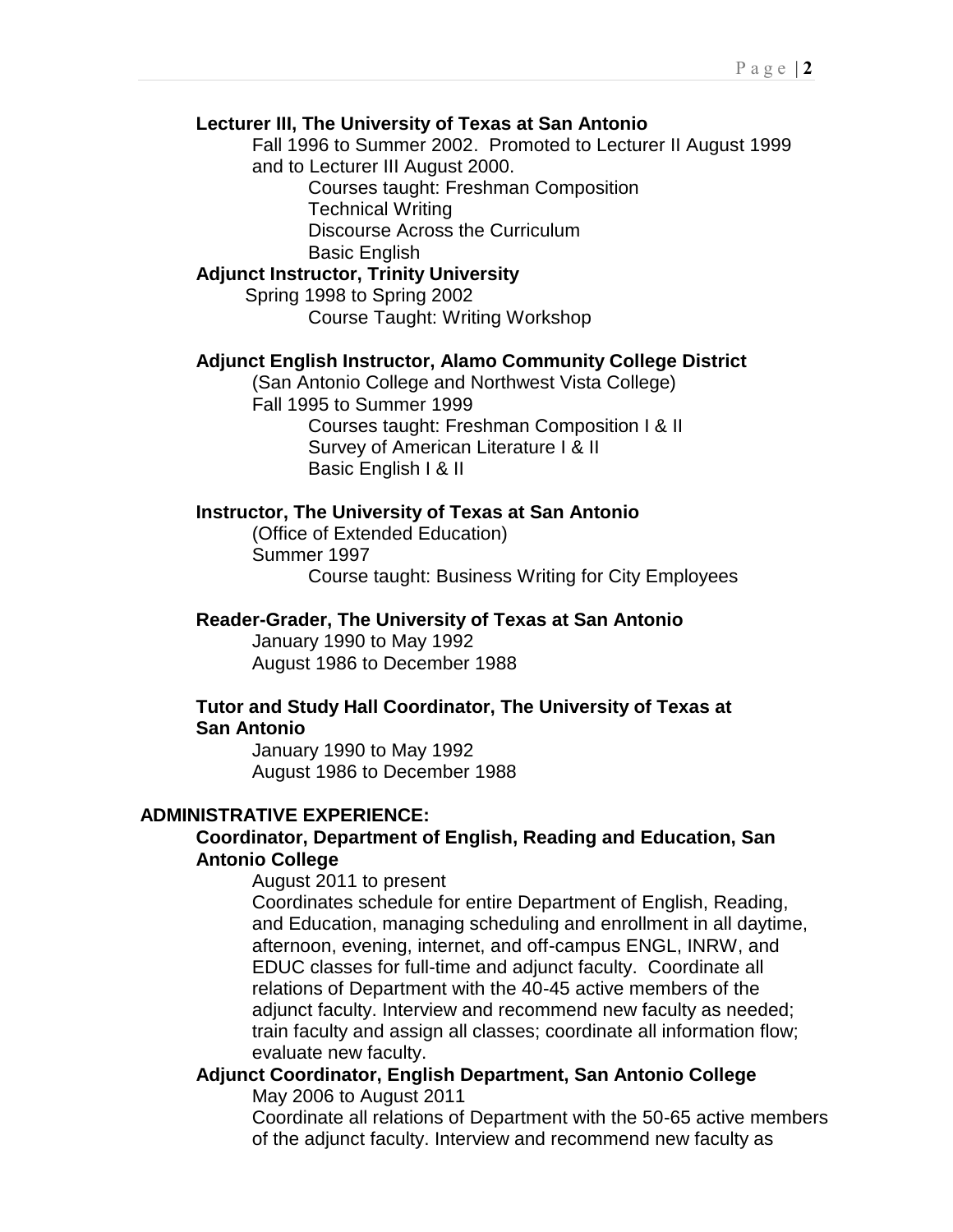**Lecturer III, The University of Texas at San Antonio**

Fall 1996 to Summer 2002. Promoted to Lecturer II August 1999 and to Lecturer III August 2000.

Courses taught: Freshman Composition
Technical Writing
Discourse Across the Curriculum
Basic English

**Adjunct Instructor, Trinity University**

Spring 1998 to Spring 2002

Course Taught: Writing Workshop

**Adjunct English Instructor, Alamo Community College District**

(San Antonio College and Northwest Vista College)
Fall 1995 to Summer 1999

Courses taught: Freshman Composition I & II
Survey of American Literature I & II
Basic English I & II

**Instructor, The University of Texas at San Antonio**

(Office of Extended Education)
Summer 1997

Course taught: Business Writing for City Employees

**Reader-Grader, The University of Texas at San Antonio**

January 1990 to May 1992
August 1986 to December 1988

**Tutor and Study Hall Coordinator, The University of Texas at San Antonio**

January 1990 to May 1992
August 1986 to December 1988

**ADMINISTRATIVE EXPERIENCE:**

**Coordinator, Department of English, Reading and Education, San Antonio College**

August 2011 to present

Coordinates schedule for entire Department of English, Reading, and Education, managing scheduling and enrollment in all daytime, afternoon, evening, internet, and off-campus ENGL, INRW, and EDUC classes for full-time and adjunct faculty. Coordinate all relations of Department with the 40-45 active members of the adjunct faculty. Interview and recommend new faculty as needed; train faculty and assign all classes; coordinate all information flow; evaluate new faculty.

**Adjunct Coordinator, English Department, San Antonio College**

May 2006 to August 2011

Coordinate all relations of Department with the 50-65 active members of the adjunct faculty. Interview and recommend new faculty as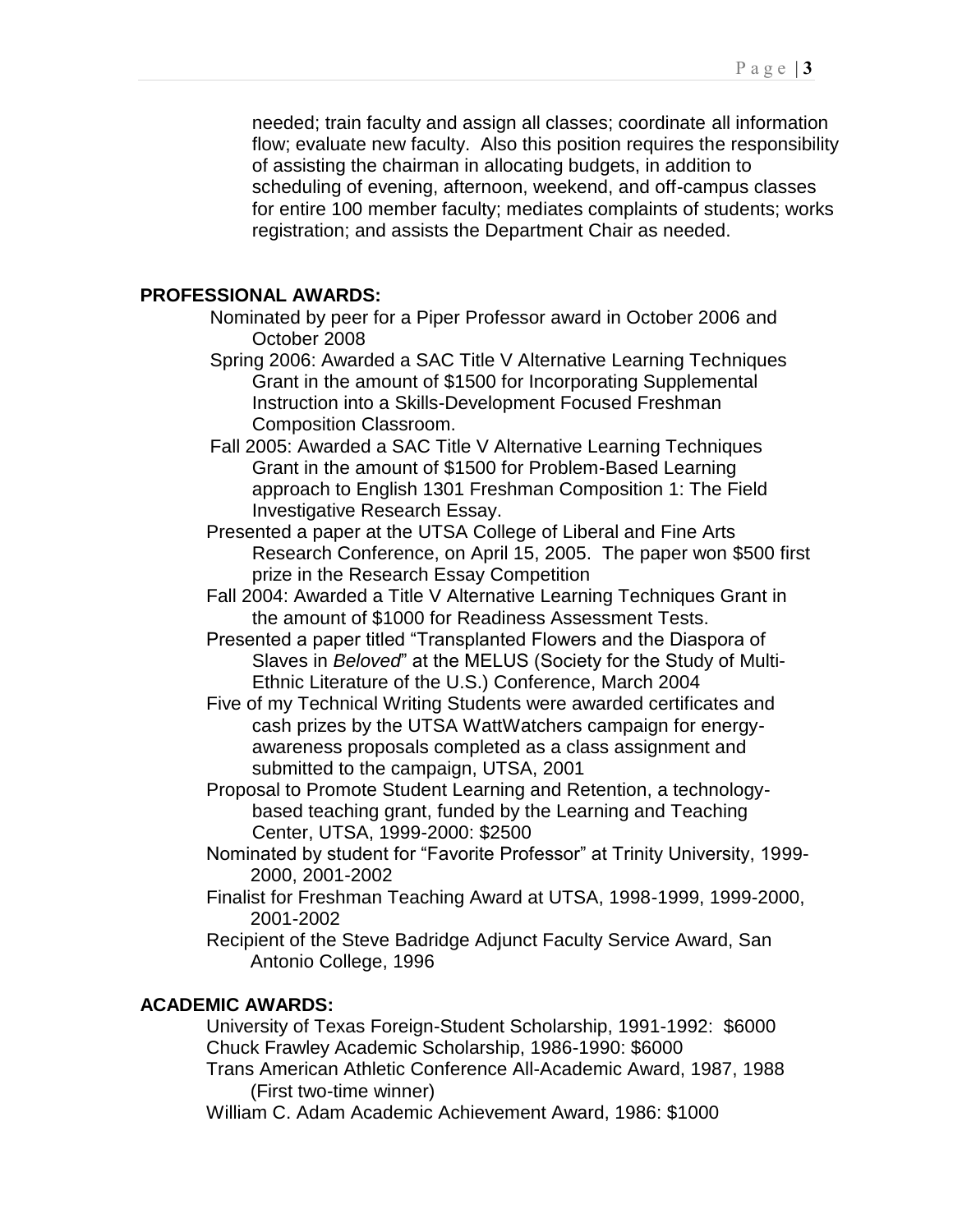needed; train faculty and assign all classes; coordinate all information flow; evaluate new faculty. Also this position requires the responsibility of assisting the chairman in allocating budgets, in addition to scheduling of evening, afternoon, weekend, and off-campus classes for entire 100 member faculty; mediates complaints of students; works registration; and assists the Department Chair as needed.

**PROFESSIONAL AWARDS:**

Nominated by peer for a Piper Professor award in October 2006 and October 2008

Spring 2006: Awarded a SAC Title V Alternative Learning Techniques Grant in the amount of $1500 for Incorporating Supplemental Instruction into a Skills-Development Focused Freshman Composition Classroom.

Fall 2005: Awarded a SAC Title V Alternative Learning Techniques Grant in the amount of $1500 for Problem-Based Learning approach to English 1301 Freshman Composition 1: The Field Investigative Research Essay.

Presented a paper at the UTSA College of Liberal and Fine Arts Research Conference, on April 15, 2005. The paper won $500 first prize in the Research Essay Competition

Fall 2004: Awarded a Title V Alternative Learning Techniques Grant in the amount of $1000 for Readiness Assessment Tests.

Presented a paper titled "Transplanted Flowers and the Diaspora of Slaves in *Beloved*" at the MELUS (Society for the Study of Multi-Ethnic Literature of the U.S.) Conference, March 2004

Five of my Technical Writing Students were awarded certificates and cash prizes by the UTSA WattWatchers campaign for energy-awareness proposals completed as a class assignment and submitted to the campaign, UTSA, 2001

Proposal to Promote Student Learning and Retention, a technology-based teaching grant, funded by the Learning and Teaching Center, UTSA, 1999-2000: $2500

Nominated by student for "Favorite Professor" at Trinity University, 1999-2000, 2001-2002

Finalist for Freshman Teaching Award at UTSA, 1998-1999, 1999-2000, 2001-2002

Recipient of the Steve Badridge Adjunct Faculty Service Award, San Antonio College, 1996

**ACADEMIC AWARDS:**

University of Texas Foreign-Student Scholarship, 1991-1992: $6000

Chuck Frawley Academic Scholarship, 1986-1990: $6000

Trans American Athletic Conference All-Academic Award, 1987, 1988 (First two-time winner)

William C. Adam Academic Achievement Award, 1986: $1000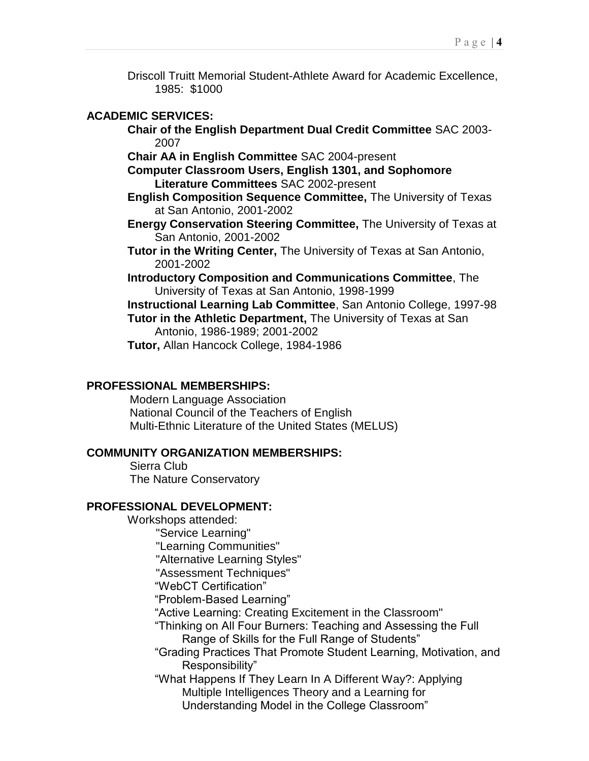Driscoll Truitt Memorial Student-Athlete Award for Academic Excellence, 1985: $1000

## ACADEMIC SERVICES:

**Chair of the English Department Dual Credit Committee** SAC 2003-2007

**Chair AA in English Committee** SAC 2004-present

**Computer Classroom Users, English 1301, and Sophomore Literature Committees** SAC 2002-present

**English Composition Sequence Committee,** The University of Texas at San Antonio, 2001-2002

**Energy Conservation Steering Committee,** The University of Texas at San Antonio, 2001-2002

**Tutor in the Writing Center,** The University of Texas at San Antonio, 2001-2002

**Introductory Composition and Communications Committee**, The University of Texas at San Antonio, 1998-1999

**Instructional Learning Lab Committee**, San Antonio College, 1997-98

**Tutor in the Athletic Department,** The University of Texas at San Antonio, 1986-1989; 2001-2002

**Tutor,** Allan Hancock College, 1984-1986

## PROFESSIONAL MEMBERSHIPS:

Modern Language Association
National Council of the Teachers of English
Multi-Ethnic Literature of the United States (MELUS)

## COMMUNITY ORGANIZATION MEMBERSHIPS:

Sierra Club
The Nature Conservatory

## PROFESSIONAL DEVELOPMENT:

Workshops attended:

- "Service Learning"
- "Learning Communities"
- "Alternative Learning Styles"
- "Assessment Techniques"
- "WebCT Certification"
- "Problem-Based Learning"
- "Active Learning: Creating Excitement in the Classroom"
- "Thinking on All Four Burners: Teaching and Assessing the Full Range of Skills for the Full Range of Students"
- "Grading Practices That Promote Student Learning, Motivation, and Responsibility"
- "What Happens If They Learn In A Different Way?: Applying Multiple Intelligences Theory and a Learning for Understanding Model in the College Classroom"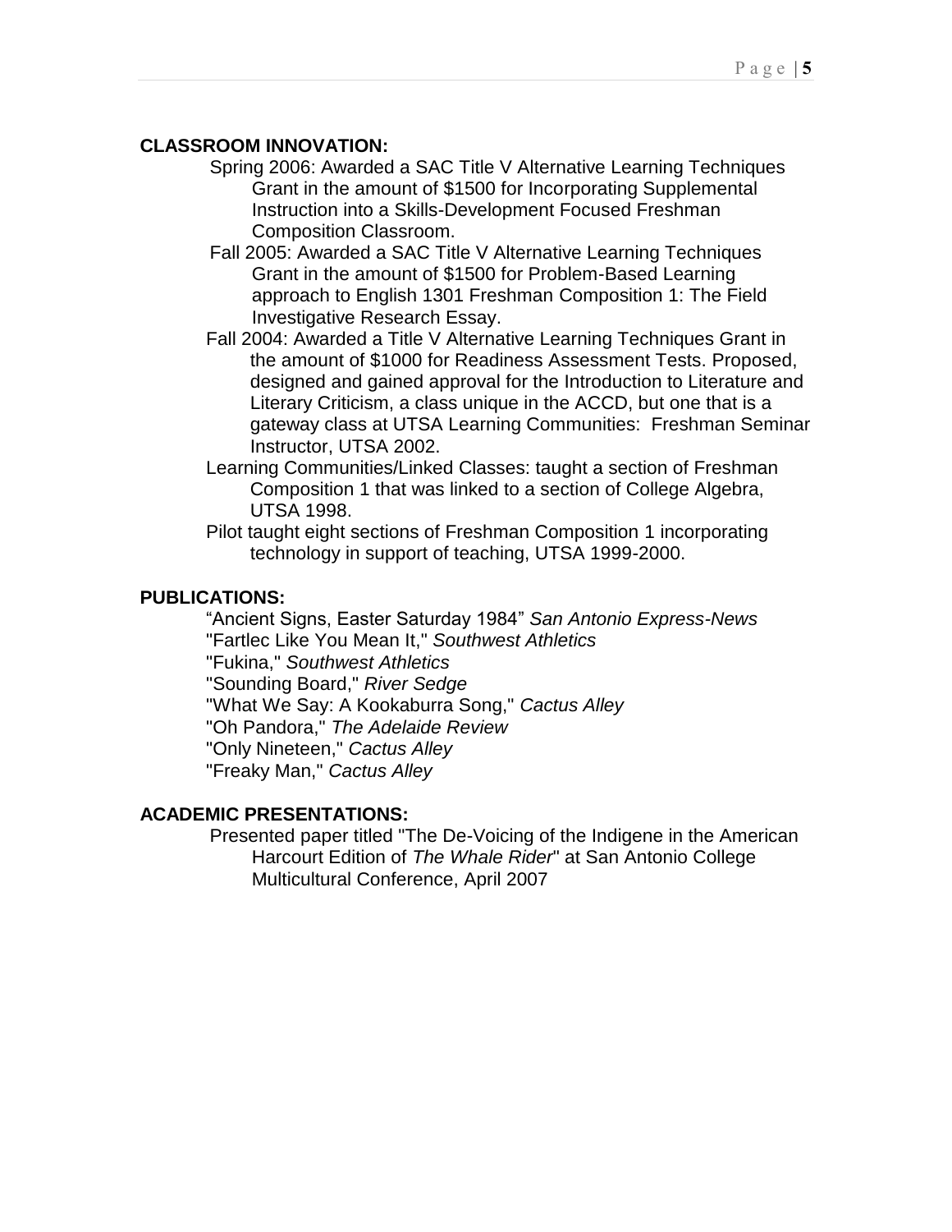**CLASSROOM INNOVATION:**

Spring 2006: Awarded a SAC Title V Alternative Learning Techniques Grant in the amount of $1500 for Incorporating Supplemental Instruction into a Skills-Development Focused Freshman Composition Classroom.

Fall 2005: Awarded a SAC Title V Alternative Learning Techniques Grant in the amount of $1500 for Problem-Based Learning approach to English 1301 Freshman Composition 1: The Field Investigative Research Essay.

Fall 2004: Awarded a Title V Alternative Learning Techniques Grant in the amount of $1000 for Readiness Assessment Tests. Proposed, designed and gained approval for the Introduction to Literature and Literary Criticism, a class unique in the ACCD, but one that is a gateway class at UTSA Learning Communities:  Freshman Seminar Instructor, UTSA 2002.

Learning Communities/Linked Classes: taught a section of Freshman Composition 1 that was linked to a section of College Algebra, UTSA 1998.

Pilot taught eight sections of Freshman Composition 1 incorporating technology in support of teaching, UTSA 1999-2000.

**PUBLICATIONS:**

"Ancient Signs, Easter Saturday 1984" *San Antonio Express-News*
"Fartlec Like You Mean It," *Southwest Athletics*
"Fukina," *Southwest Athletics*
"Sounding Board," *River Sedge*
"What We Say: A Kookaburra Song," *Cactus Alley*
"Oh Pandora," *The Adelaide Review*
"Only Nineteen," *Cactus Alley*
"Freaky Man," *Cactus Alley*

**ACADEMIC PRESENTATIONS:**

Presented paper titled "The De-Voicing of the Indigene in the American Harcourt Edition of *The Whale Rider*" at San Antonio College Multicultural Conference, April 2007